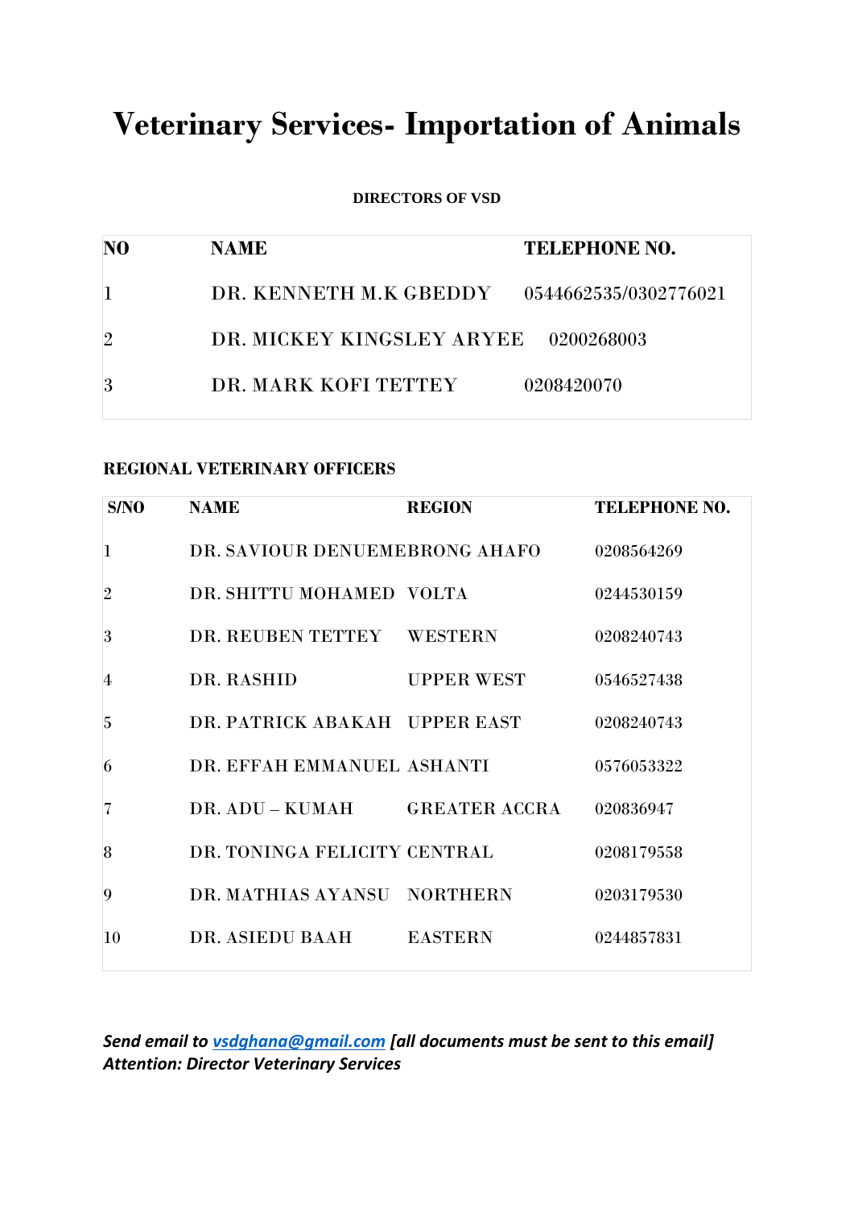# Veterinary Services- Importation of Animals

**DIRECTORS OF VSD**

| NO | NAME | TELEPHONE NO. |
| --- | --- | --- |
| 1 | DR. KENNETH M.K GBEDDY | 0544662535/0302776021 |
| 2 | DR. MICKEY KINGSLEY ARYEE | 0200268003 |
| 3 | DR. MARK KOFI TETTEY | 0208420070 |

**REGIONAL VETERINARY OFFICERS**

| S/NO | NAME | REGION | TELEPHONE NO. |
| --- | --- | --- | --- |
| 1 | DR. SAVIOUR DENUEME | BRONG AHAFO | 0208564269 |
| 2 | DR. SHITTU MOHAMED | VOLTA | 0244530159 |
| 3 | DR. REUBEN TETTEY | WESTERN | 0208240743 |
| 4 | DR. RASHID | UPPER WEST | 0546527438 |
| 5 | DR. PATRICK ABAKAH | UPPER EAST | 0208240743 |
| 6 | DR. EFFAH EMMANUEL | ASHANTI | 0576053322 |
| 7 | DR. ADU – KUMAH | GREATER ACCRA | 020836947 |
| 8 | DR. TONINGA FELICITY | CENTRAL | 0208179558 |
| 9 | DR. MATHIAS AYANSU | NORTHERN | 0203179530 |
| 10 | DR. ASIEDU BAAH | EASTERN | 0244857831 |

***Send email to [vsdghana@gmail.com](mailto:vsdghana@gmail.com) [all documents must be sent to this email]***
***Attention: Director Veterinary Services***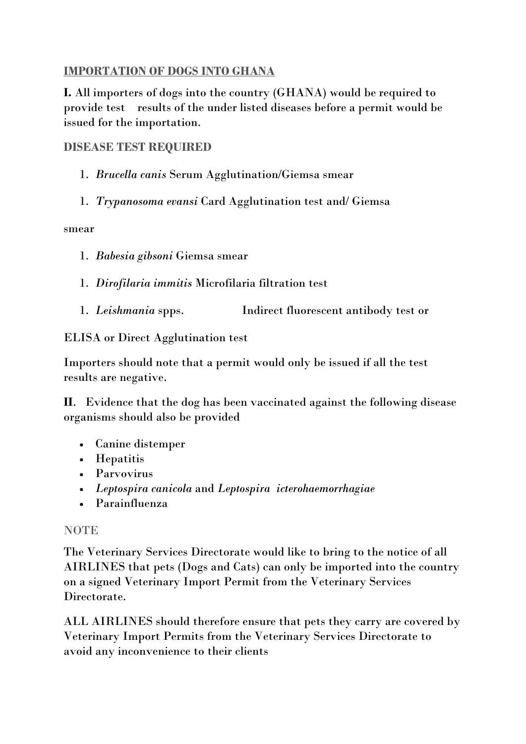**IMPORTATION OF DOGS INTO GHANA**

**I.** All importers of dogs into the country (GHANA) would be required to provide test results of the under listed diseases before a permit would be issued for the importation.

**DISEASE TEST REQUIRED**

1. *Brucella canis* Serum Agglutination/Giemsa smear

1. *Trypanosoma evansi* Card Agglutination test and/ Giemsa

smear

1. *Babesia gibsoni* Giemsa smear

1. *Dirofilaria immitis* Microfilaria filtration test

1. *Leishmania* spps. Indirect fluorescent antibody test or

ELISA or Direct Agglutination test

Importers should note that a permit would only be issued if all the test results are negative.

**II**. Evidence that the dog has been vaccinated against the following disease organisms should also be provided

- Canine distemper
- Hepatitis
- Parvovirus
- *Leptospira canicola* and *Leptospira icterohaemorrhagiae*
- Parainfluenza

NOTE

The Veterinary Services Directorate would like to bring to the notice of all AIRLINES that pets (Dogs and Cats) can only be imported into the country on a signed Veterinary Import Permit from the Veterinary Services Directorate.

ALL AIRLINES should therefore ensure that pets they carry are covered by Veterinary Import Permits from the Veterinary Services Directorate to avoid any inconvenience to their clients